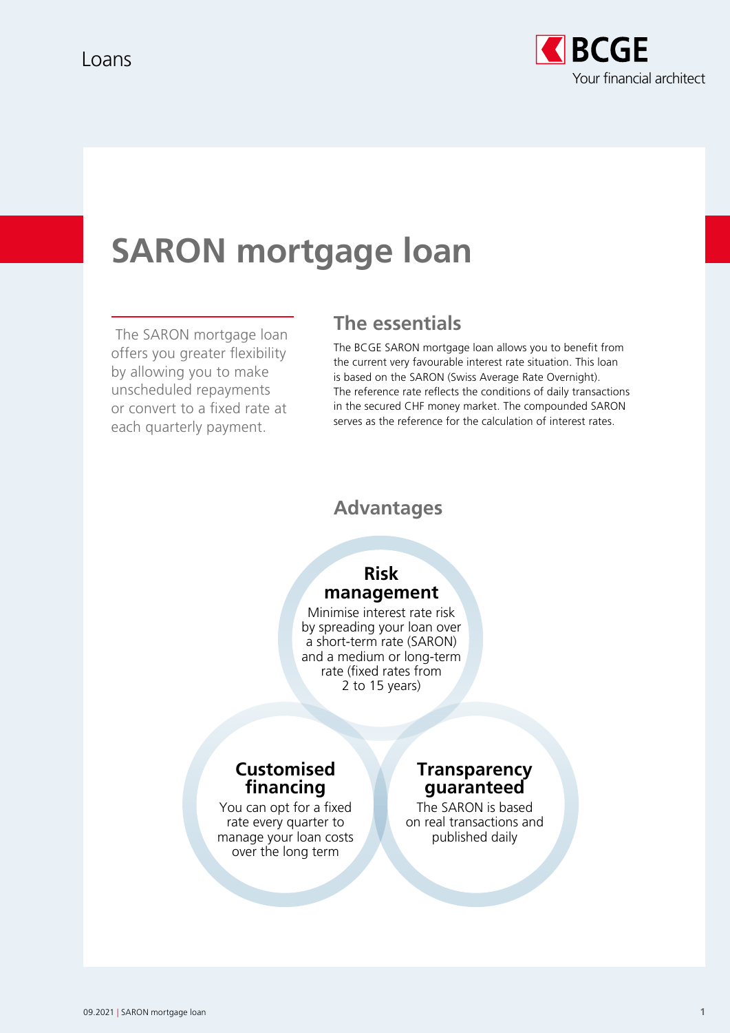Loans

BCGE
Your financial architect

# SARON mortgage loan

The SARON mortgage loan offers you greater flexibility by allowing you to make unscheduled repayments or convert to a fixed rate at each quarterly payment.

## The essentials

The BCGE SARON mortgage loan allows you to benefit from the current very favourable interest rate situation. This loan is based on the SARON (Swiss Average Rate Overnight). The reference rate reflects the conditions of daily transactions in the secured CHF money market. The compounded SARON serves as the reference for the calculation of interest rates.

## Advantages

### Risk management

Minimise interest rate risk by spreading your loan over a short-term rate (SARON) and a medium or long-term rate (fixed rates from 2 to 15 years)

### Customised financing

You can opt for a fixed rate every quarter to manage your loan costs over the long term

### Transparency guaranteed

The SARON is based on real transactions and published daily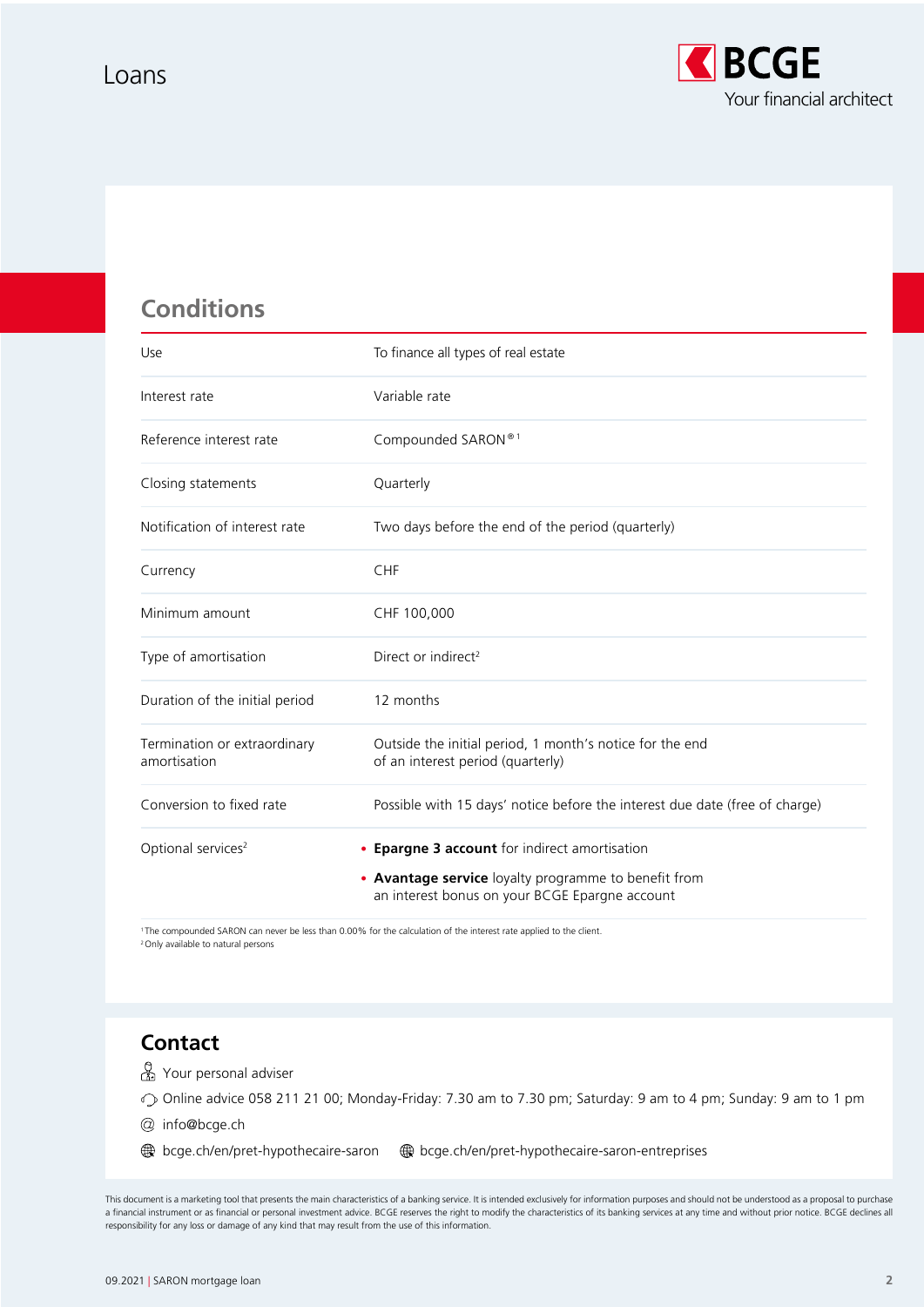# Loans

BCGE
Your financial architect

## Conditions

| | |
|---|---|
| Use | To finance all types of real estate |
| Interest rate | Variable rate |
| Reference interest rate | Compounded SARON®[1] |
| Closing statements | Quarterly |
| Notification of interest rate | Two days before the end of the period (quarterly) |
| Currency | CHF |
| Minimum amount | CHF 100,000 |
| Type of amortisation | Direct or indirect[2] |
| Duration of the initial period | 12 months |
| Termination or extraordinary amortisation | Outside the initial period, 1 month's notice for the end of an interest period (quarterly) |
| Conversion to fixed rate | Possible with 15 days' notice before the interest due date (free of charge) |
| Optional services[2] | • **Epargne 3 account** for indirect amortisation<br>• **Avantage service** loyalty programme to benefit from an interest bonus on your BCGE Epargne account |

[1] The compounded SARON can never be less than 0.00% for the calculation of the interest rate applied to the client.
[2] Only available to natural persons

## Contact

- Your personal adviser
- Online advice 058 211 21 00; Monday-Friday: 7.30 am to 7.30 pm; Saturday: 9 am to 4 pm; Sunday: 9 am to 1 pm
- info@bcge.ch
- bcge.ch/en/pret-hypothecaire-saron
- bcge.ch/en/pret-hypothecaire-saron-entreprises

This document is a marketing tool that presents the main characteristics of a banking service. It is intended exclusively for information purposes and should not be understood as a proposal to purchase a financial instrument or as financial or personal investment advice. BCGE reserves the right to modify the characteristics of its banking services at any time and without prior notice. BCGE declines all responsibility for any loss or damage of any kind that may result from the use of this information.

09.2021 | SARON mortgage loan